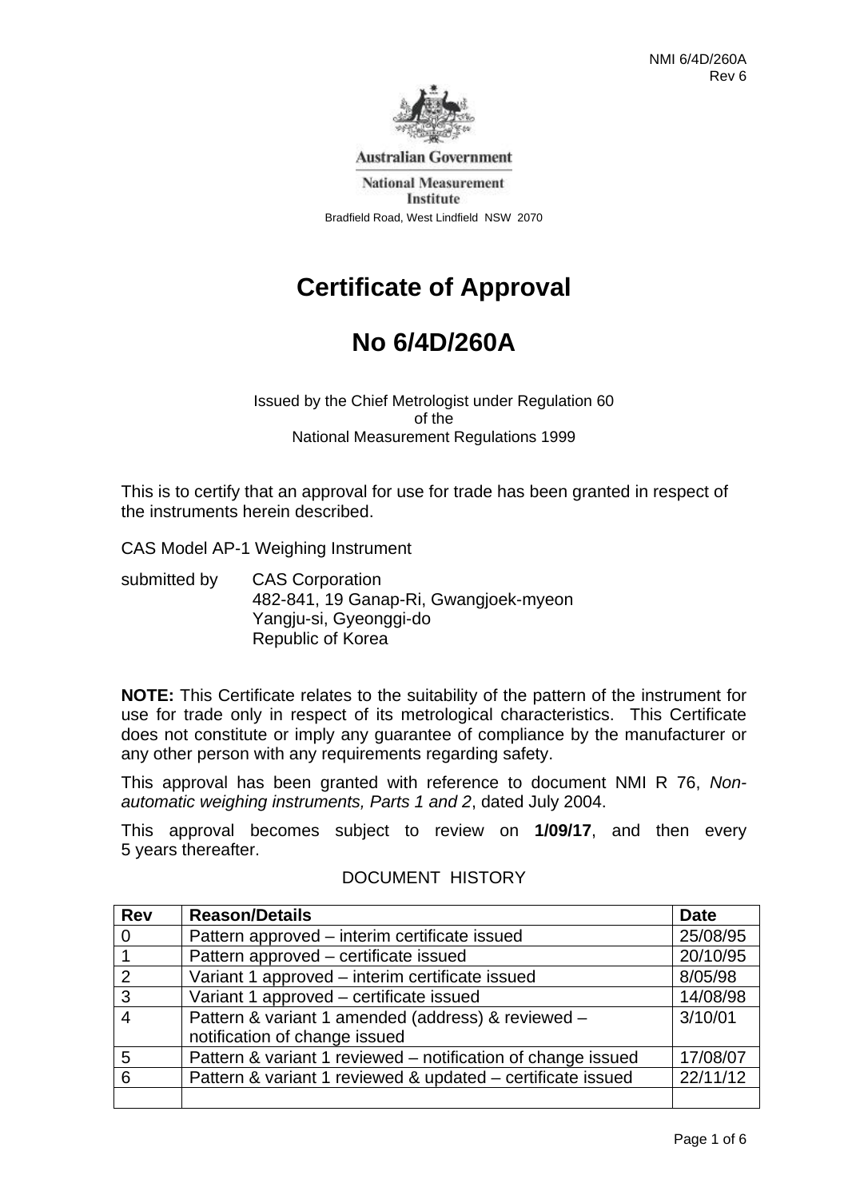Australian Government

National Measurement Institute

Bradfield Road, West Lindfield NSW 2070

# Certificate of Approval

# No 6/4D/260A

Issued by the Chief Metrologist under Regulation 60
of the
National Measurement Regulations 1999

This is to certify that an approval for use for trade has been granted in respect of the instruments herein described.

CAS Model AP-1 Weighing Instrument

submitted by CAS Corporation
482-841, 19 Ganap-Ri, Gwangjoek-myeon
Yangju-si, Gyeonggi-do
Republic of Korea

**NOTE:** This Certificate relates to the suitability of the pattern of the instrument for use for trade only in respect of its metrological characteristics. This Certificate does not constitute or imply any guarantee of compliance by the manufacturer or any other person with any requirements regarding safety.

This approval has been granted with reference to document NMI R 76, *Non-automatic weighing instruments, Parts 1 and 2*, dated July 2004.

This approval becomes subject to review on **1/09/17**, and then every 5 years thereafter.

DOCUMENT HISTORY

| Rev | Reason/Details | Date |
|---|---|---|
| 0 | Pattern approved – interim certificate issued | 25/08/95 |
| 1 | Pattern approved – certificate issued | 20/10/95 |
| 2 | Variant 1 approved – interim certificate issued | 8/05/98 |
| 3 | Variant 1 approved – certificate issued | 14/08/98 |
| 4 | Pattern & variant 1 amended (address) & reviewed – notification of change issued | 3/10/01 |
| 5 | Pattern & variant 1 reviewed – notification of change issued | 17/08/07 |
| 6 | Pattern & variant 1 reviewed & updated – certificate issued | 22/11/12 |
| | | |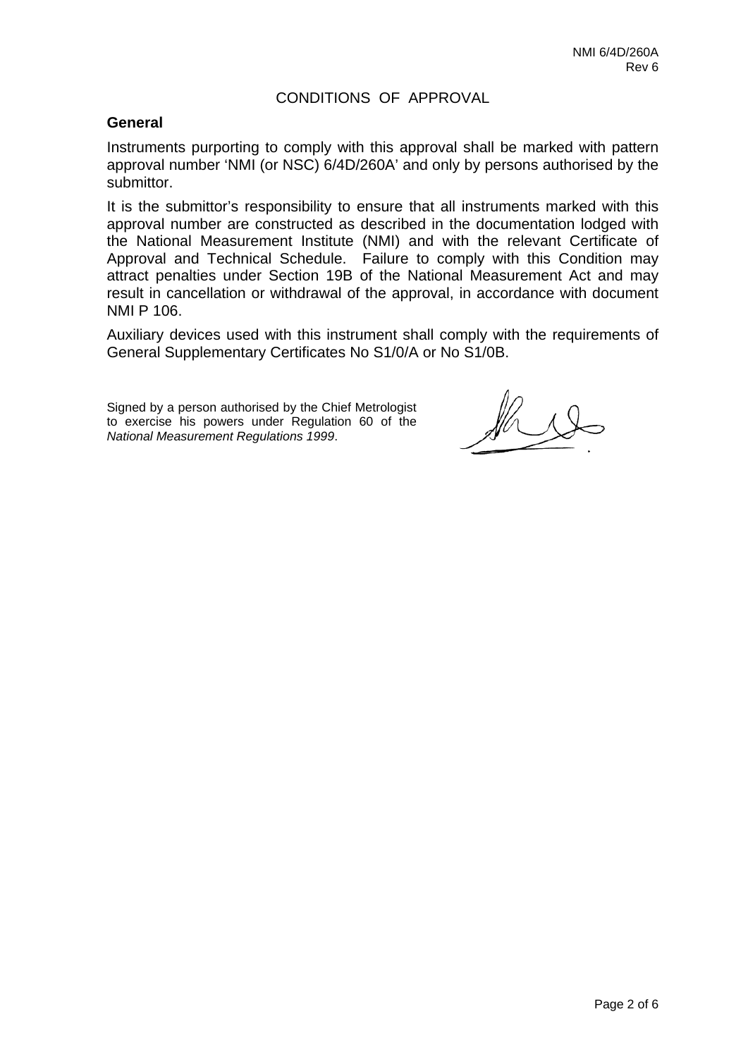# CONDITIONS OF APPROVAL

## General

Instruments purporting to comply with this approval shall be marked with pattern approval number 'NMI (or NSC) 6/4D/260A' and only by persons authorised by the submittor.

It is the submittor's responsibility to ensure that all instruments marked with this approval number are constructed as described in the documentation lodged with the National Measurement Institute (NMI) and with the relevant Certificate of Approval and Technical Schedule. Failure to comply with this Condition may attract penalties under Section 19B of the National Measurement Act and may result in cancellation or withdrawal of the approval, in accordance with document NMI P 106.

Auxiliary devices used with this instrument shall comply with the requirements of General Supplementary Certificates No S1/0/A or No S1/0B.

Signed by a person authorised by the Chief Metrologist to exercise his powers under Regulation 60 of the *National Measurement Regulations 1999*.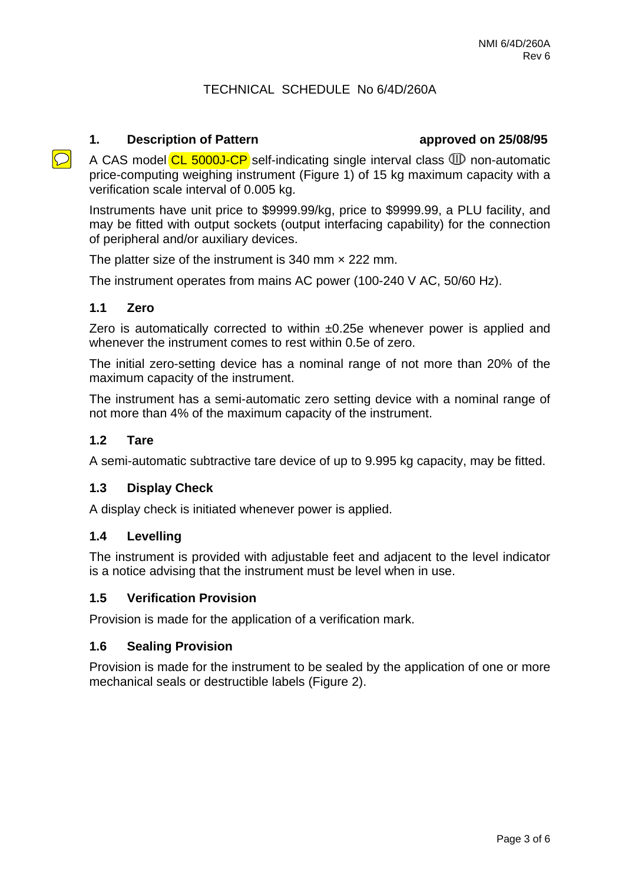NMI 6/4D/260A
Rev 6

# TECHNICAL SCHEDULE No 6/4D/260A

## 1. Description of Pattern **approved on 25/08/95**

A CAS model CL 5000J-CP self-indicating single interval class ⅢD non-automatic price-computing weighing instrument (Figure 1) of 15 kg maximum capacity with a verification scale interval of 0.005 kg.

Instruments have unit price to $9999.99/kg, price to $9999.99, a PLU facility, and may be fitted with output sockets (output interfacing capability) for the connection of peripheral and/or auxiliary devices.

The platter size of the instrument is 340 mm × 222 mm.

The instrument operates from mains AC power (100-240 V AC, 50/60 Hz).

### 1.1 Zero

Zero is automatically corrected to within ±0.25e whenever power is applied and whenever the instrument comes to rest within 0.5e of zero.

The initial zero-setting device has a nominal range of not more than 20% of the maximum capacity of the instrument.

The instrument has a semi-automatic zero setting device with a nominal range of not more than 4% of the maximum capacity of the instrument.

### 1.2 Tare

A semi-automatic subtractive tare device of up to 9.995 kg capacity, may be fitted.

### 1.3 Display Check

A display check is initiated whenever power is applied.

### 1.4 Levelling

The instrument is provided with adjustable feet and adjacent to the level indicator is a notice advising that the instrument must be level when in use.

### 1.5 Verification Provision

Provision is made for the application of a verification mark.

### 1.6 Sealing Provision

Provision is made for the instrument to be sealed by the application of one or more mechanical seals or destructible labels (Figure 2).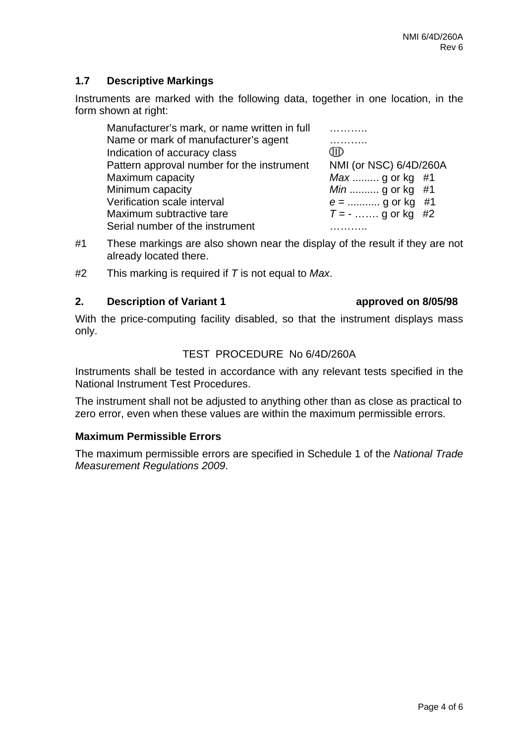### 1.7 Descriptive Markings

Instruments are marked with the following data, together in one location, in the form shown at right:

| | |
|---|---|
| Manufacturer's mark, or name written in full | ……….. |
| Name or mark of manufacturer's agent | ……….. |
| Indication of accuracy class | (III) |
| Pattern approval number for the instrument | NMI (or NSC) 6/4D/260A |
| Maximum capacity | *Max* ......... g or kg #1 |
| Minimum capacity | *Min* .......... g or kg #1 |
| Verification scale interval | *e* = ........... g or kg #1 |
| Maximum subtractive tare | *T* = - ……. g or kg #2 |
| Serial number of the instrument | ……….. |

#1 These markings are also shown near the display of the result if they are not already located there.

#2 This marking is required if *T* is not equal to *Max*.

### 2. Description of Variant 1 approved on 8/05/98

With the price-computing facility disabled, so that the instrument displays mass only.

TEST PROCEDURE No 6/4D/260A

Instruments shall be tested in accordance with any relevant tests specified in the National Instrument Test Procedures.

The instrument shall not be adjusted to anything other than as close as practical to zero error, even when these values are within the maximum permissible errors.

#### Maximum Permissible Errors

The maximum permissible errors are specified in Schedule 1 of the *National Trade Measurement Regulations 2009*.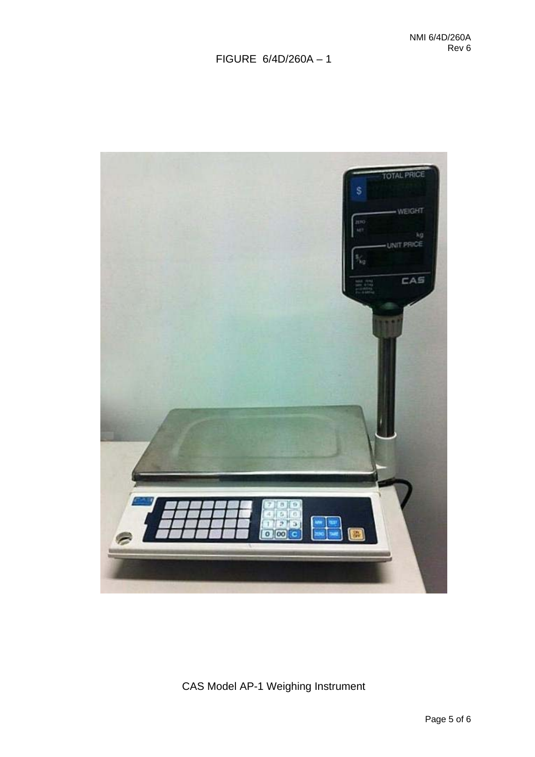FIGURE 6/4D/260A – 1

CAS Model AP-1 Weighing Instrument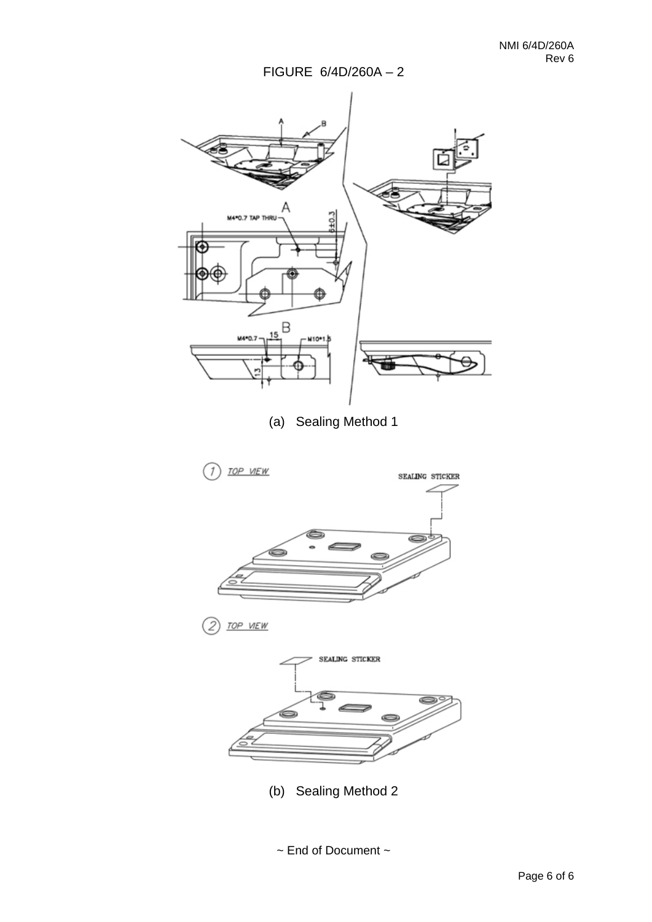FIGURE 6/4D/260A – 2

A

B

M4*0.7 TAP THRU

6±0.3

M4*0.7

15

M10*1.5

13

(a) Sealing Method 1

1 TOP VIEW

SEALING STICKER

2 TOP VIEW

SEALING STICKER

(b) Sealing Method 2

~ End of Document ~